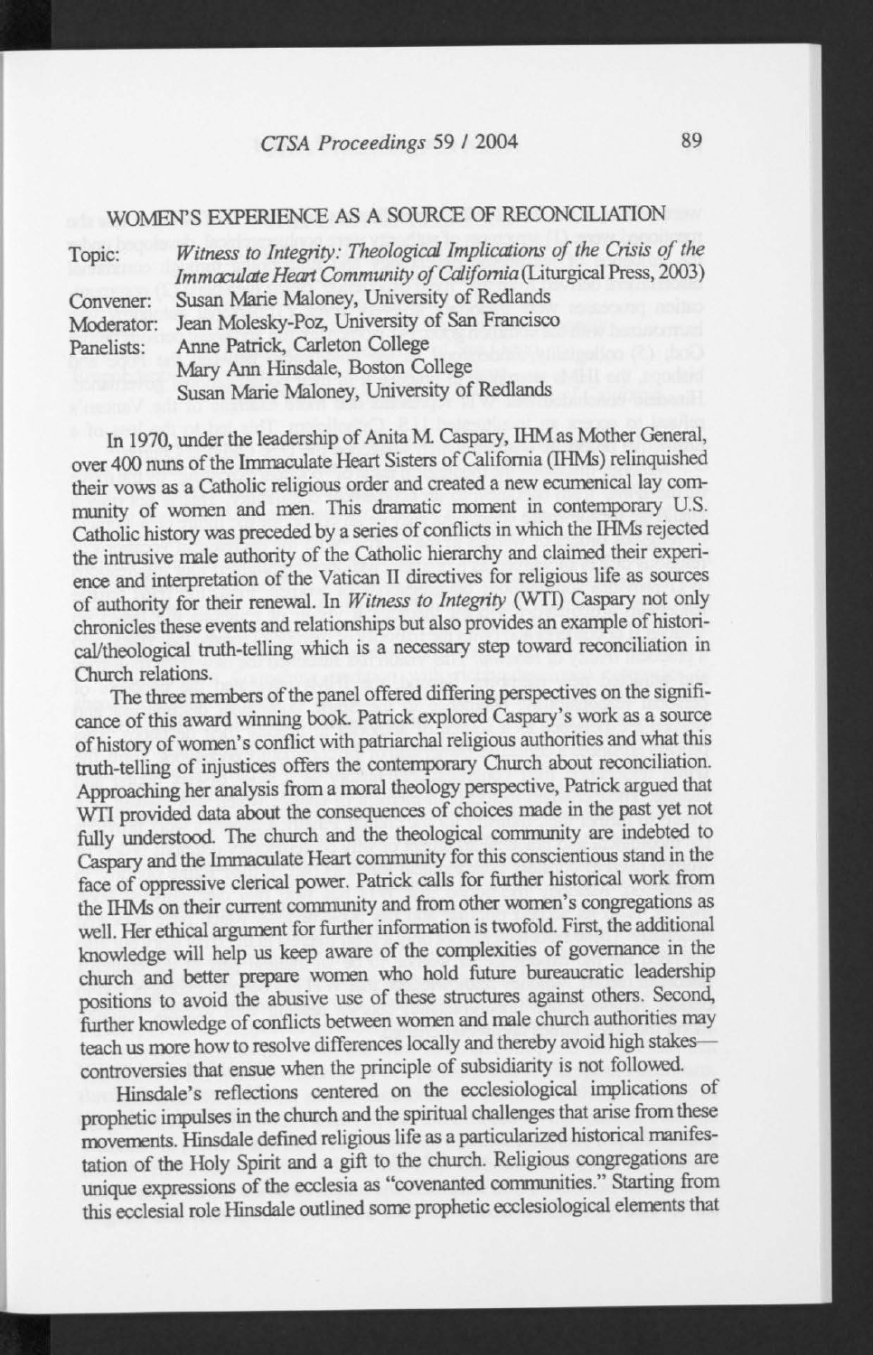## WOMEN'S EXPERIENCE AS A SOURCE OF RECONCILIATION

Topic: *Witness to Integrity: Theological Implications of the Crisis of the Immaculate Heart Community of California* (Liturgical Press, 2003)
Convener: Susan Marie Maloney, University of Redlands
Moderator: Jean Molesky-Poz, University of San Francisco
Panelists: Anne Patrick, Carleton College
Mary Ann Hinsdale, Boston College
Susan Marie Maloney, University of Redlands

In 1970, under the leadership of Anita M. Caspary, IHM as Mother General, over 400 nuns of the Immaculate Heart Sisters of California (IHMs) relinquished their vows as a Catholic religious order and created a new ecumenical lay community of women and men. This dramatic moment in contemporary U.S. Catholic history was preceded by a series of conflicts in which the IHMs rejected the intrusive male authority of the Catholic hierarchy and claimed their experience and interpretation of the Vatican II directives for religious life as sources of authority for their renewal. In *Witness to Integrity* (WTI) Caspary not only chronicles these events and relationships but also provides an example of historical/theological truth-telling which is a necessary step toward reconciliation in Church relations.

The three members of the panel offered differing perspectives on the significance of this award winning book. Patrick explored Caspary's work as a source of history of women's conflict with patriarchal religious authorities and what this truth-telling of injustices offers the contemporary Church about reconciliation. Approaching her analysis from a moral theology perspective, Patrick argued that WTI provided data about the consequences of choices made in the past yet not fully understood. The church and the theological community are indebted to Caspary and the Immaculate Heart community for this conscientious stand in the face of oppressive clerical power. Patrick calls for further historical work from the IHMs on their current community and from other women's congregations as well. Her ethical argument for further information is twofold. First, the additional knowledge will help us keep aware of the complexities of governance in the church and better prepare women who hold future bureaucratic leadership positions to avoid the abusive use of these structures against others. Second, further knowledge of conflicts between women and male church authorities may teach us more how to resolve differences locally and thereby avoid high stakes—controversies that ensue when the principle of subsidiarity is not followed.

Hinsdale's reflections centered on the ecclesiological implications of prophetic impulses in the church and the spiritual challenges that arise from these movements. Hinsdale defined religious life as a particularized historical manifestation of the Holy Spirit and a gift to the church. Religious congregations are unique expressions of the ecclesia as "covenanted communities." Starting from this ecclesial role Hinsdale outlined some prophetic ecclesiological elements that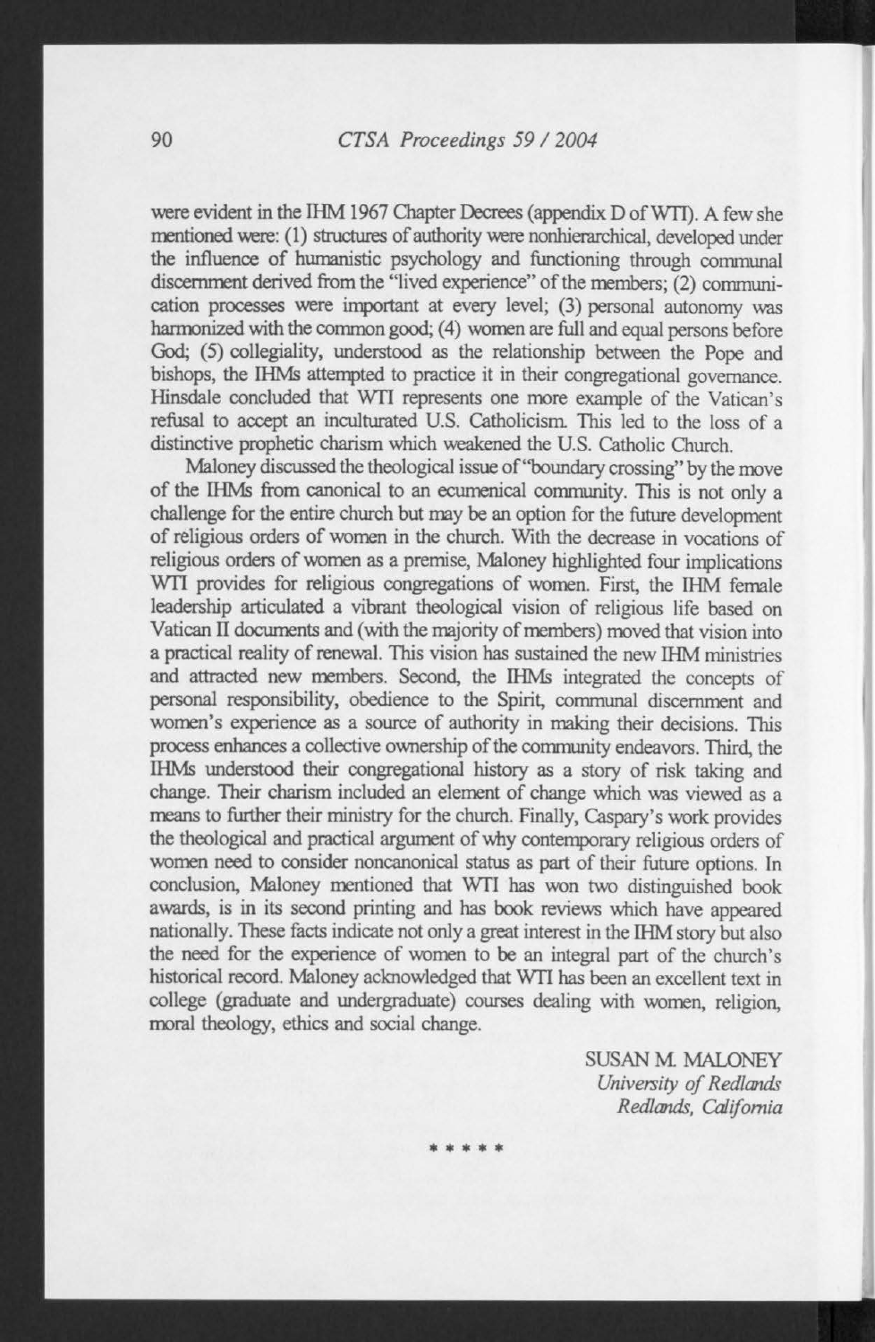were evident in the IHM 1967 Chapter Decrees (appendix D of WTI). A few she mentioned were: (1) structures of authority were nonhierarchical, developed under the influence of humanistic psychology and functioning through communal discernment derived from the "lived experience" of the members; (2) communication processes were important at every level; (3) personal autonomy was harmonized with the common good; (4) women are full and equal persons before God; (5) collegiality, understood as the relationship between the Pope and bishops, the IHMs attempted to practice it in their congregational governance. Hinsdale concluded that WTI represents one more example of the Vatican's refusal to accept an inculturated U.S. Catholicism. This led to the loss of a distinctive prophetic charism which weakened the U.S. Catholic Church.

Maloney discussed the theological issue of "boundary crossing" by the move of the IHMs from canonical to an ecumenical community. This is not only a challenge for the entire church but may be an option for the future development of religious orders of women in the church. With the decrease in vocations of religious orders of women as a premise, Maloney highlighted four implications WTI provides for religious congregations of women. First, the IHM female leadership articulated a vibrant theological vision of religious life based on Vatican II documents and (with the majority of members) moved that vision into a practical reality of renewal. This vision has sustained the new IHM ministries and attracted new members. Second, the IHMs integrated the concepts of personal responsibility, obedience to the Spirit, communal discernment and women's experience as a source of authority in making their decisions. This process enhances a collective ownership of the community endeavors. Third, the IHMs understood their congregational history as a story of risk taking and change. Their charism included an element of change which was viewed as a means to further their ministry for the church. Finally, Caspary's work provides the theological and practical argument of why contemporary religious orders of women need to consider noncanonical status as part of their future options. In conclusion, Maloney mentioned that WTI has won two distinguished book awards, is in its second printing and has book reviews which have appeared nationally. These facts indicate not only a great interest in the IHM story but also the need for the experience of women to be an integral part of the church's historical record. Maloney acknowledged that WTI has been an excellent text in college (graduate and undergraduate) courses dealing with women, religion, moral theology, ethics and social change.

SUSAN M. MALONEY
*University of Redlands*
*Redlands, California*

\* \* \* \* \*